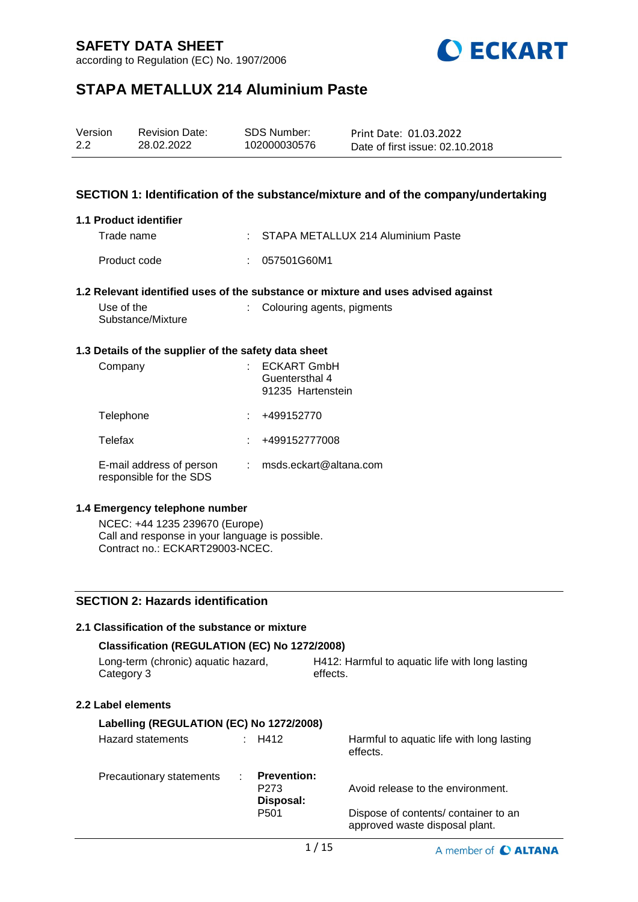# SAFETY DATA SHEET

according to Regulation (EC) No. 1907/2006

# STAPA METALLUX 214 Aluminium Paste

| Version | Revision Date: | SDS Number: | Print Date: 01.03.2022 |
|---|---|---|---|
| 2.2 | 28.02.2022 | 102000030576 | Date of first issue: 02.10.2018 |

## SECTION 1: Identification of the substance/mixture and of the company/undertaking

### 1.1 Product identifier

Trade name : STAPA METALLUX 214 Aluminium Paste

Product code : 057501G60M1

### 1.2 Relevant identified uses of the substance or mixture and uses advised against

Use of the Substance/Mixture : Colouring agents, pigments

### 1.3 Details of the supplier of the safety data sheet

Company : ECKART GmbH
Guentersthal 4
91235 Hartenstein

Telephone : +499152770

Telefax : +499152777008

E-mail address of person responsible for the SDS : msds.eckart@altana.com

### 1.4 Emergency telephone number

NCEC: +44 1235 239670 (Europe)
Call and response in your language is possible.
Contract no.: ECKART29003-NCEC.

## SECTION 2: Hazards identification

### 2.1 Classification of the substance or mixture

**Classification (REGULATION (EC) No 1272/2008)**

Long-term (chronic) aquatic hazard, Category 3 — H412: Harmful to aquatic life with long lasting effects.

### 2.2 Label elements

**Labelling (REGULATION (EC) No 1272/2008)**

Hazard statements : H412 — Harmful to aquatic life with long lasting effects.

Precautionary statements :

**Prevention:**
P273 — Avoid release to the environment.

**Disposal:**
P501 — Dispose of contents/ container to an approved waste disposal plant.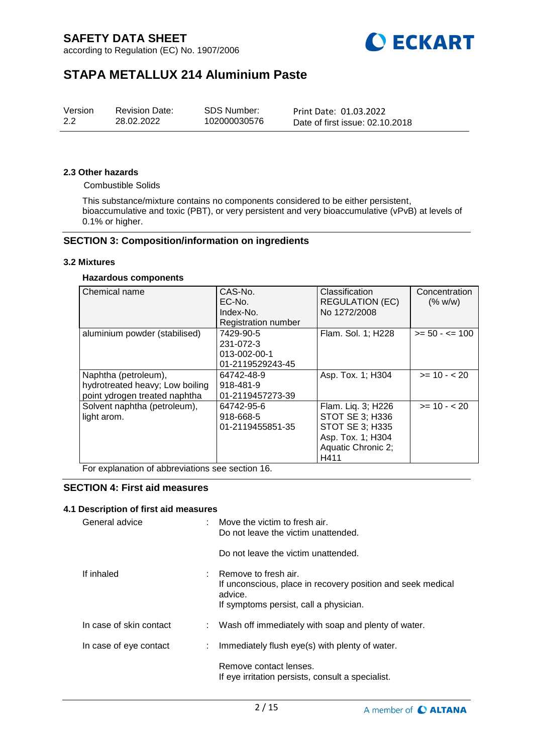### 2.3 Other hazards

Combustible Solids

This substance/mixture contains no components considered to be either persistent, bioaccumulative and toxic (PBT), or very persistent and very bioaccumulative (vPvB) at levels of 0.1% or higher.

## SECTION 3: Composition/information on ingredients

### 3.2 Mixtures

**Hazardous components**

| Chemical name | CAS-No.<br>EC-No.<br>Index-No.<br>Registration number | Classification<br>REGULATION (EC)<br>No 1272/2008 | Concentration<br>(% w/w) |
|---|---|---|---|
| aluminium powder (stabilised) | 7429-90-5<br>231-072-3<br>013-002-00-1<br>01-2119529243-45 | Flam. Sol. 1; H228 | >= 50 - <= 100 |
| Naphtha (petroleum), hydrotreated heavy; Low boiling point ydrogen treated naphtha | 64742-48-9<br>918-481-9<br>01-2119457273-39 | Asp. Tox. 1; H304 | >= 10 - < 20 |
| Solvent naphtha (petroleum), light arom. | 64742-95-6<br>918-668-5<br>01-2119455851-35 | Flam. Liq. 3; H226<br>STOT SE 3; H336<br>STOT SE 3; H335<br>Asp. Tox. 1; H304<br>Aquatic Chronic 2; H411 | >= 10 - < 20 |

For explanation of abbreviations see section 16.

## SECTION 4: First aid measures

### 4.1 Description of first aid measures

General advice : Move the victim to fresh air.
Do not leave the victim unattended.

Do not leave the victim unattended.

If inhaled : Remove to fresh air.
If unconscious, place in recovery position and seek medical advice.
If symptoms persist, call a physician.

In case of skin contact : Wash off immediately with soap and plenty of water.

In case of eye contact : Immediately flush eye(s) with plenty of water.

Remove contact lenses.
If eye irritation persists, consult a specialist.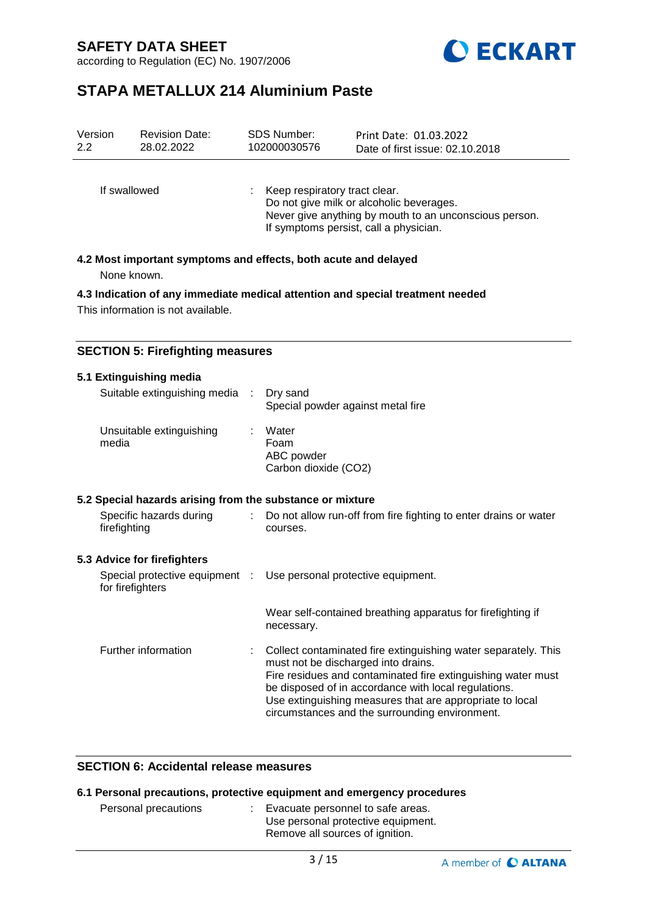| If swallowed | : | Keep respiratory tract clear.<br>Do not give milk or alcoholic beverages.<br>Never give anything by mouth to an unconscious person.<br>If symptoms persist, call a physician. |
|---|---|---|

**4.2 Most important symptoms and effects, both acute and delayed**

None known.

**4.3 Indication of any immediate medical attention and special treatment needed**

This information is not available.

## SECTION 5: Firefighting measures

**5.1 Extinguishing media**

| Suitable extinguishing media | : | Dry sand<br>Special powder against metal fire |
|---|---|---|
| Unsuitable extinguishing media | : | Water<br>Foam<br>ABC powder<br>Carbon dioxide ($CO_2$) |

**5.2 Special hazards arising from the substance or mixture**

| Specific hazards during firefighting | : | Do not allow run-off from fire fighting to enter drains or water courses. |
|---|---|---|

**5.3 Advice for firefighters**

| Special protective equipment for firefighters | : | Use personal protective equipment.<br><br>Wear self-contained breathing apparatus for firefighting if necessary. |
|---|---|---|
| Further information | : | Collect contaminated fire extinguishing water separately. This must not be discharged into drains.<br>Fire residues and contaminated fire extinguishing water must be disposed of in accordance with local regulations.<br>Use extinguishing measures that are appropriate to local circumstances and the surrounding environment. |

## SECTION 6: Accidental release measures

**6.1 Personal precautions, protective equipment and emergency procedures**

| Personal precautions | : | Evacuate personnel to safe areas.<br>Use personal protective equipment.<br>Remove all sources of ignition. |
|---|---|---|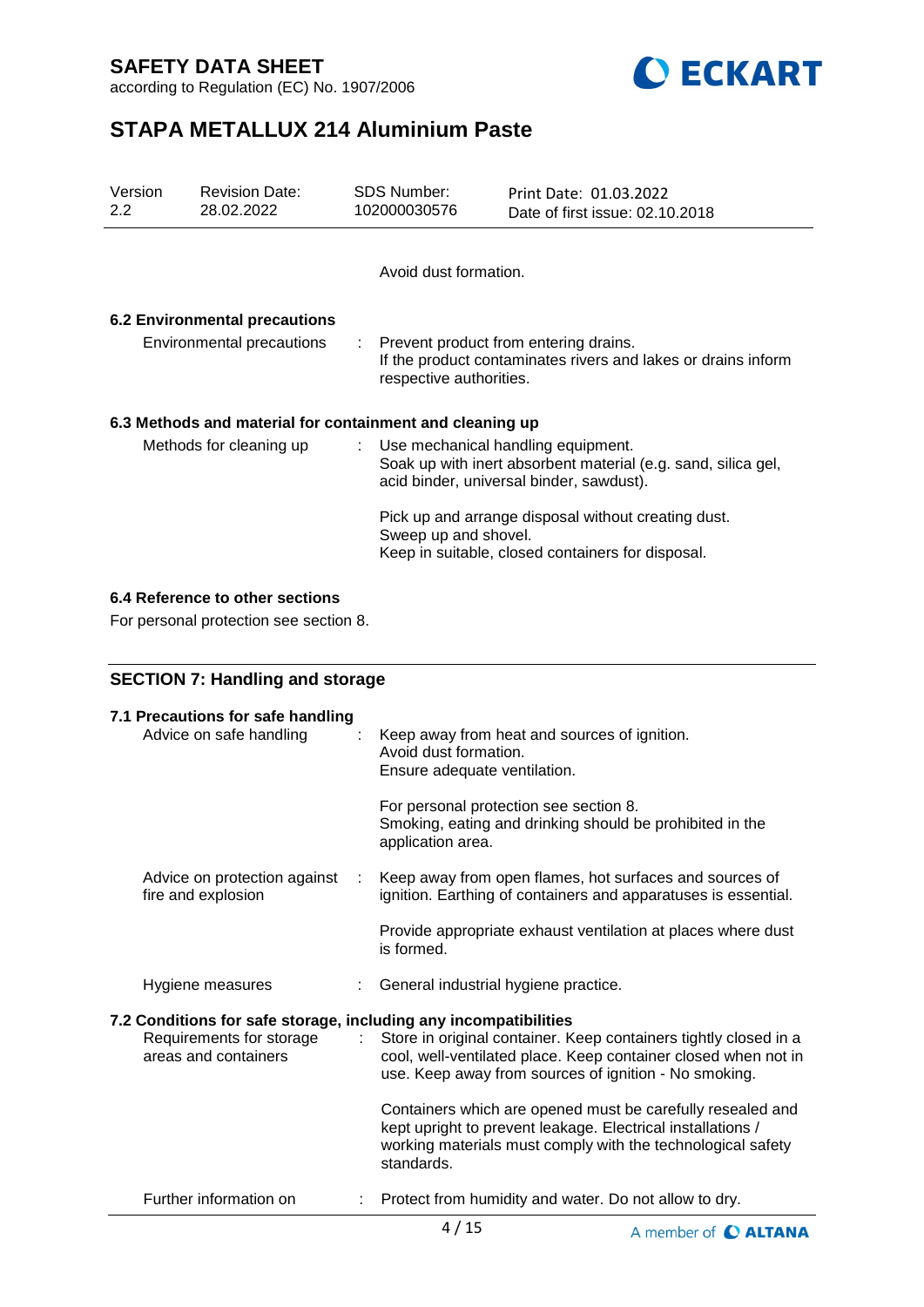Avoid dust formation.

### 6.2 Environmental precautions

Environmental precautions : Prevent product from entering drains.
If the product contaminates rivers and lakes or drains inform respective authorities.

### 6.3 Methods and material for containment and cleaning up

Methods for cleaning up : Use mechanical handling equipment.
Soak up with inert absorbent material (e.g. sand, silica gel, acid binder, universal binder, sawdust).

Pick up and arrange disposal without creating dust.
Sweep up and shovel.
Keep in suitable, closed containers for disposal.

### 6.4 Reference to other sections

For personal protection see section 8.

## SECTION 7: Handling and storage

### 7.1 Precautions for safe handling

Advice on safe handling : Keep away from heat and sources of ignition.
Avoid dust formation.
Ensure adequate ventilation.

For personal protection see section 8.
Smoking, eating and drinking should be prohibited in the application area.

Advice on protection against fire and explosion : Keep away from open flames, hot surfaces and sources of ignition. Earthing of containers and apparatuses is essential.

Provide appropriate exhaust ventilation at places where dust is formed.

Hygiene measures : General industrial hygiene practice.

### 7.2 Conditions for safe storage, including any incompatibilities

Requirements for storage areas and containers : Store in original container. Keep containers tightly closed in a cool, well-ventilated place. Keep container closed when not in use. Keep away from sources of ignition - No smoking.

Containers which are opened must be carefully resealed and kept upright to prevent leakage. Electrical installations / working materials must comply with the technological safety standards.

Further information on : Protect from humidity and water. Do not allow to dry.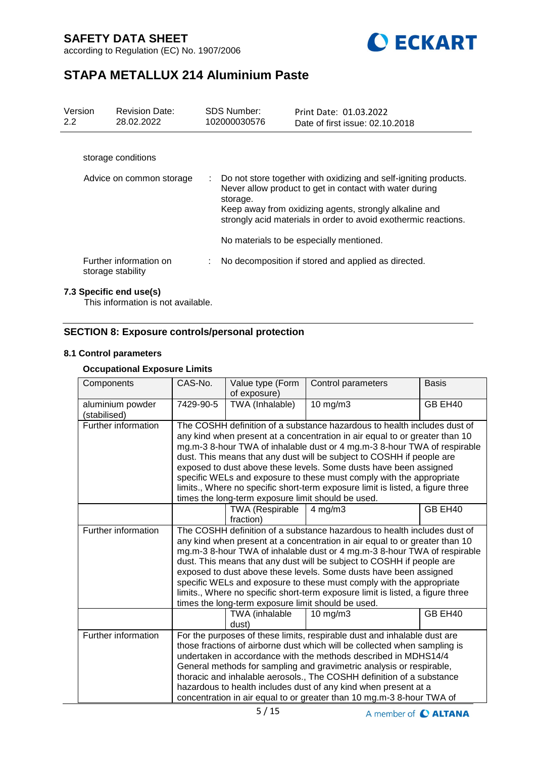storage conditions

| | | |
|---|---|---|
| Advice on common storage | : | Do not store together with oxidizing and self-igniting products. Never allow product to get in contact with water during storage. Keep away from oxidizing agents, strongly alkaline and strongly acid materials in order to avoid exothermic reactions.<br><br>No materials to be especially mentioned. |
| Further information on storage stability | : | No decomposition if stored and applied as directed. |

### 7.3 Specific end use(s)

This information is not available.

## SECTION 8: Exposure controls/personal protection

### 8.1 Control parameters

#### Occupational Exposure Limits

| Components | CAS-No. | Value type (Form of exposure) | Control parameters | Basis |
|---|---|---|---|---|
| aluminium powder (stabilised) | 7429-90-5 | TWA (Inhalable) | 10 mg/m3 | GB EH40 |
| Further information | The COSHH definition of a substance hazardous to health includes dust of any kind when present at a concentration in air equal to or greater than 10 mg.m-3 8-hour TWA of inhalable dust or 4 mg.m-3 8-hour TWA of respirable dust. This means that any dust will be subject to COSHH if people are exposed to dust above these levels. Some dusts have been assigned specific WELs and exposure to these must comply with the appropriate limits., Where no specific short-term exposure limit is listed, a figure three times the long-term exposure limit should be used. | | | |
| | | TWA (Respirable fraction) | 4 mg/m3 | GB EH40 |
| Further information | The COSHH definition of a substance hazardous to health includes dust of any kind when present at a concentration in air equal to or greater than 10 mg.m-3 8-hour TWA of inhalable dust or 4 mg.m-3 8-hour TWA of respirable dust. This means that any dust will be subject to COSHH if people are exposed to dust above these levels. Some dusts have been assigned specific WELs and exposure to these must comply with the appropriate limits., Where no specific short-term exposure limit is listed, a figure three times the long-term exposure limit should be used. | | | |
| | | TWA (inhalable dust) | 10 mg/m3 | GB EH40 |
| Further information | For the purposes of these limits, respirable dust and inhalable dust are those fractions of airborne dust which will be collected when sampling is undertaken in accordance with the methods described in MDHS14/4 General methods for sampling and gravimetric analysis or respirable, thoracic and inhalable aerosols., The COSHH definition of a substance hazardous to health includes dust of any kind when present at a concentration in air equal to or greater than 10 mg.m-3 8-hour TWA of | | | |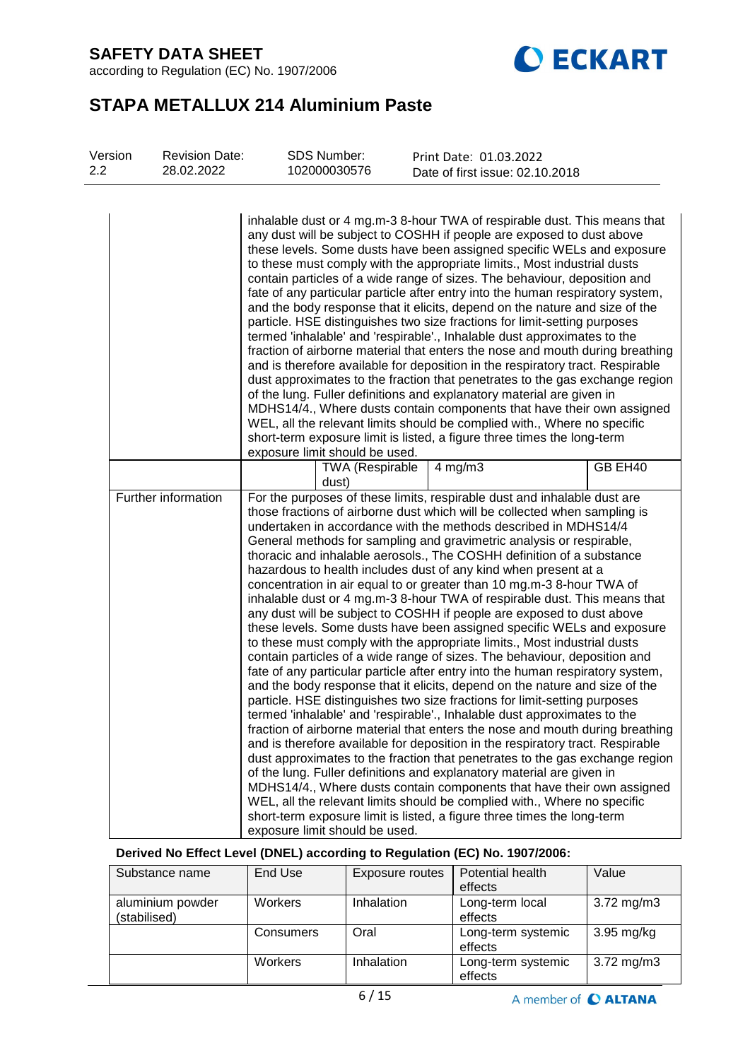| | | | | |
|---|---|---|---|---|
| | inhalable dust or 4 mg.m-3 8-hour TWA of respirable dust. This means that any dust will be subject to COSHH if people are exposed to dust above these levels. Some dusts have been assigned specific WELs and exposure to these must comply with the appropriate limits., Most industrial dusts contain particles of a wide range of sizes. The behaviour, deposition and fate of any particular particle after entry into the human respiratory system, and the body response that it elicits, depend on the nature and size of the particle. HSE distinguishes two size fractions for limit-setting purposes termed 'inhalable' and 'respirable'., Inhalable dust approximates to the fraction of airborne material that enters the nose and mouth during breathing and is therefore available for deposition in the respiratory tract. Respirable dust approximates to the fraction that penetrates to the gas exchange region of the lung. Fuller definitions and explanatory material are given in MDHS14/4., Where dusts contain components that have their own assigned WEL, all the relevant limits should be complied with., Where no specific short-term exposure limit is listed, a figure three times the long-term exposure limit should be used. | | | |
| | | TWA (Respirable dust) | 4 mg/m3 | GB EH40 |
| Further information | For the purposes of these limits, respirable dust and inhalable dust are those fractions of airborne dust which will be collected when sampling is undertaken in accordance with the methods described in MDHS14/4 General methods for sampling and gravimetric analysis or respirable, thoracic and inhalable aerosols., The COSHH definition of a substance hazardous to health includes dust of any kind when present at a concentration in air equal to or greater than 10 mg.m-3 8-hour TWA of inhalable dust or 4 mg.m-3 8-hour TWA of respirable dust. This means that any dust will be subject to COSHH if people are exposed to dust above these levels. Some dusts have been assigned specific WELs and exposure to these must comply with the appropriate limits., Most industrial dusts contain particles of a wide range of sizes. The behaviour, deposition and fate of any particular particle after entry into the human respiratory system, and the body response that it elicits, depend on the nature and size of the particle. HSE distinguishes two size fractions for limit-setting purposes termed 'inhalable' and 'respirable'., Inhalable dust approximates to the fraction of airborne material that enters the nose and mouth during breathing and is therefore available for deposition in the respiratory tract. Respirable dust approximates to the fraction that penetrates to the gas exchange region of the lung. Fuller definitions and explanatory material are given in MDHS14/4., Where dusts contain components that have their own assigned WEL, all the relevant limits should be complied with., Where no specific short-term exposure limit is listed, a figure three times the long-term exposure limit should be used. | | | |

**Derived No Effect Level (DNEL) according to Regulation (EC) No. 1907/2006:**

| Substance name | End Use | Exposure routes | Potential health effects | Value |
|---|---|---|---|---|
| aluminium powder (stabilised) | Workers | Inhalation | Long-term local effects | 3.72 mg/m3 |
| | Consumers | Oral | Long-term systemic effects | 3.95 mg/kg |
| | Workers | Inhalation | Long-term systemic effects | 3.72 mg/m3 |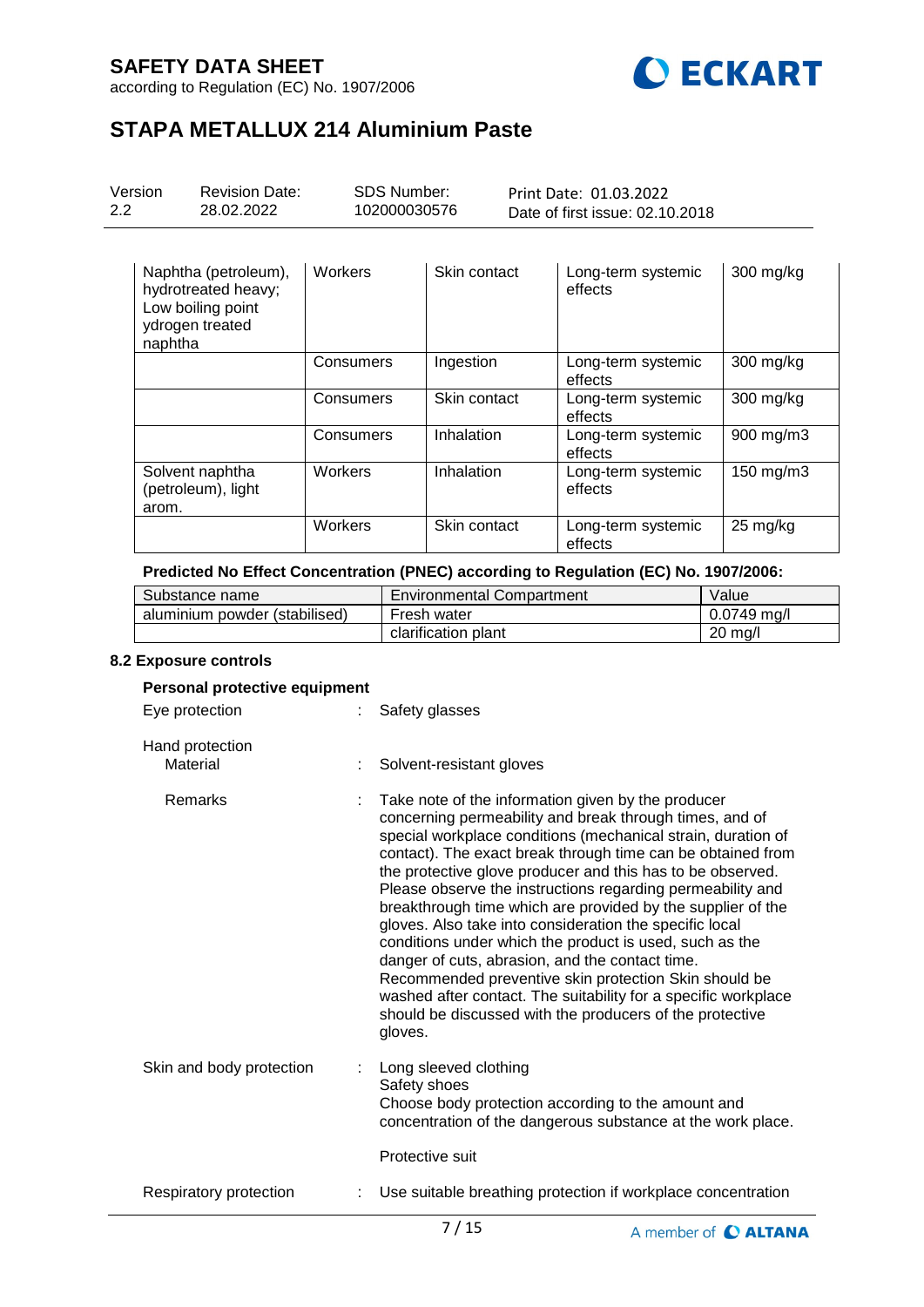| | | | | |
|---|---|---|---|---|
| Naphtha (petroleum), hydrotreated heavy; Low boiling point ydrogen treated naphtha | Workers | Skin contact | Long-term systemic effects | 300 mg/kg |
| | Consumers | Ingestion | Long-term systemic effects | 300 mg/kg |
| | Consumers | Skin contact | Long-term systemic effects | 300 mg/kg |
| | Consumers | Inhalation | Long-term systemic effects | 900 mg/m3 |
| Solvent naphtha (petroleum), light arom. | Workers | Inhalation | Long-term systemic effects | 150 mg/m3 |
| | Workers | Skin contact | Long-term systemic effects | 25 mg/kg |

**Predicted No Effect Concentration (PNEC) according to Regulation (EC) No. 1907/2006:**

| Substance name | Environmental Compartment | Value |
|---|---|---|
| aluminium powder (stabilised) | Fresh water | 0.0749 mg/l |
| | clarification plant | 20 mg/l |

### 8.2 Exposure controls

**Personal protective equipment**

Eye protection : Safety glasses

Hand protection

Material : Solvent-resistant gloves

Remarks : Take note of the information given by the producer concerning permeability and break through times, and of special workplace conditions (mechanical strain, duration of contact). The exact break through time can be obtained from the protective glove producer and this has to be observed. Please observe the instructions regarding permeability and breakthrough time which are provided by the supplier of the gloves. Also take into consideration the specific local conditions under which the product is used, such as the danger of cuts, abrasion, and the contact time. Recommended preventive skin protection Skin should be washed after contact. The suitability for a specific workplace should be discussed with the producers of the protective gloves.

Skin and body protection : Long sleeved clothing
Safety shoes
Choose body protection according to the amount and concentration of the dangerous substance at the work place.

Protective suit

Respiratory protection : Use suitable breathing protection if workplace concentration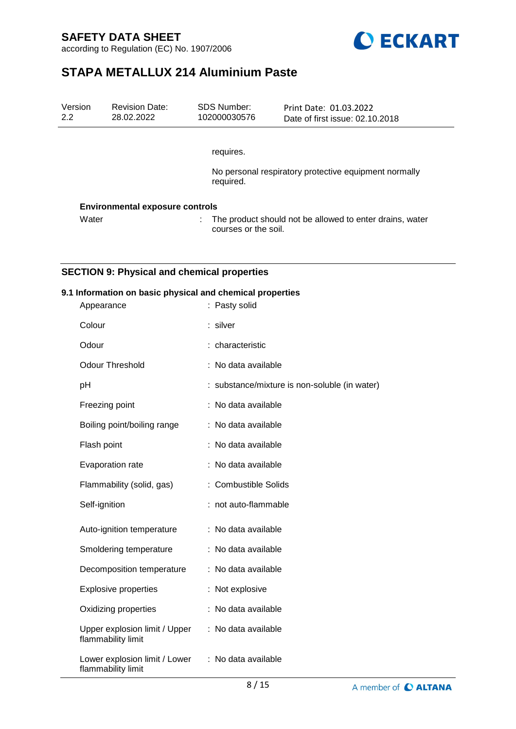requires.

No personal respiratory protective equipment normally required.

**Environmental exposure controls**

| | | |
|---|---|---|
| Water | : | The product should not be allowed to enter drains, water courses or the soil. |

## SECTION 9: Physical and chemical properties

### 9.1 Information on basic physical and chemical properties

| | |
|---|---|
| Appearance | : Pasty solid |
| Colour | : silver |
| Odour | : characteristic |
| Odour Threshold | : No data available |
| pH | : substance/mixture is non-soluble (in water) |
| Freezing point | : No data available |
| Boiling point/boiling range | : No data available |
| Flash point | : No data available |
| Evaporation rate | : No data available |
| Flammability (solid, gas) | : Combustible Solids |
| Self-ignition | : not auto-flammable |
| Auto-ignition temperature | : No data available |
| Smoldering temperature | : No data available |
| Decomposition temperature | : No data available |
| Explosive properties | : Not explosive |
| Oxidizing properties | : No data available |
| Upper explosion limit / Upper flammability limit | : No data available |
| Lower explosion limit / Lower flammability limit | : No data available |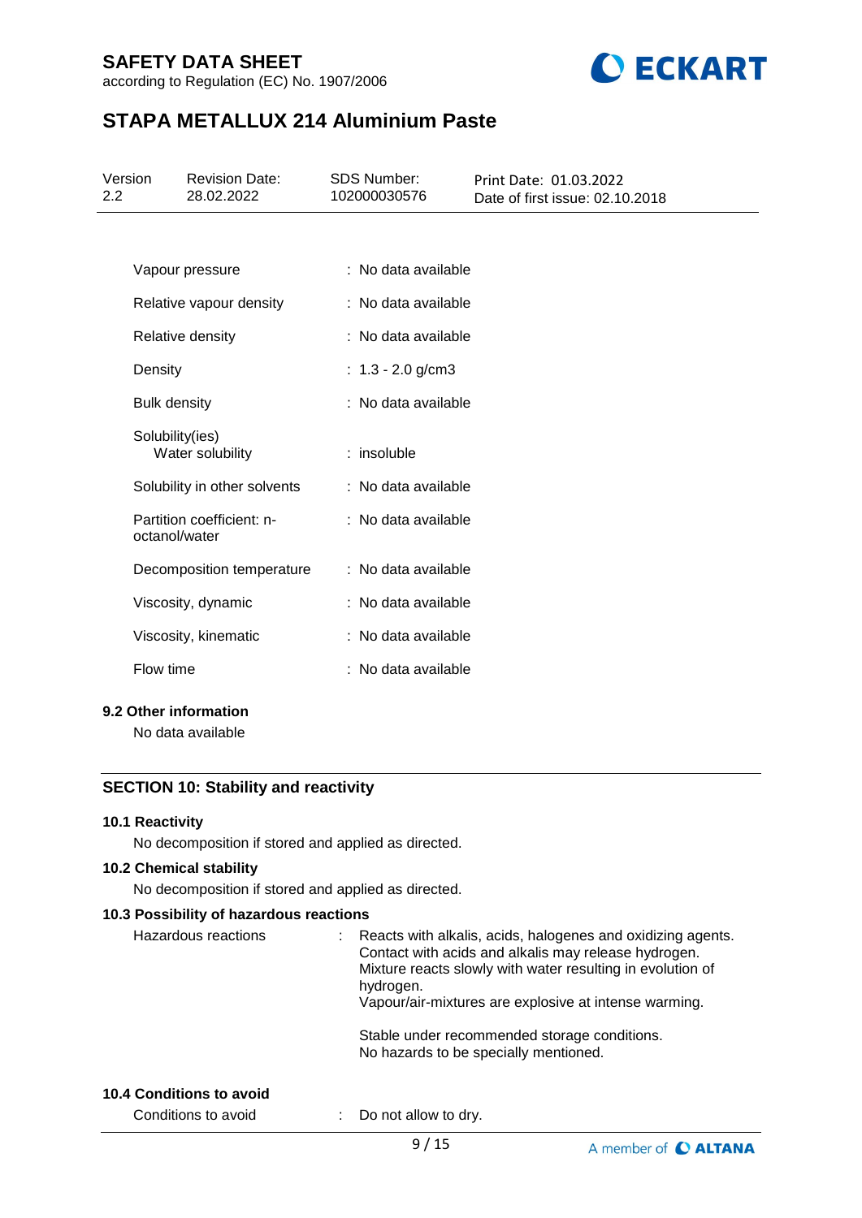| | | |
|---|---|---|
| Vapour pressure | : | No data available |
| Relative vapour density | : | No data available |
| Relative density | : | No data available |
| Density | : | 1.3 - 2.0 g/cm3 |
| Bulk density | : | No data available |
| Solubility(ies)<br>Water solubility | : | insoluble |
| Solubility in other solvents | : | No data available |
| Partition coefficient: n-octanol/water | : | No data available |
| Decomposition temperature | : | No data available |
| Viscosity, dynamic | : | No data available |
| Viscosity, kinematic | : | No data available |
| Flow time | : | No data available |

### 9.2 Other information

No data available

## SECTION 10: Stability and reactivity

### 10.1 Reactivity

No decomposition if stored and applied as directed.

### 10.2 Chemical stability

No decomposition if stored and applied as directed.

### 10.3 Possibility of hazardous reactions

Hazardous reactions : Reacts with alkalis, acids, halogenes and oxidizing agents. Contact with acids and alkalis may release hydrogen. Mixture reacts slowly with water resulting in evolution of hydrogen. Vapour/air-mixtures are explosive at intense warming.

Stable under recommended storage conditions. No hazards to be specially mentioned.

### 10.4 Conditions to avoid

Conditions to avoid : Do not allow to dry.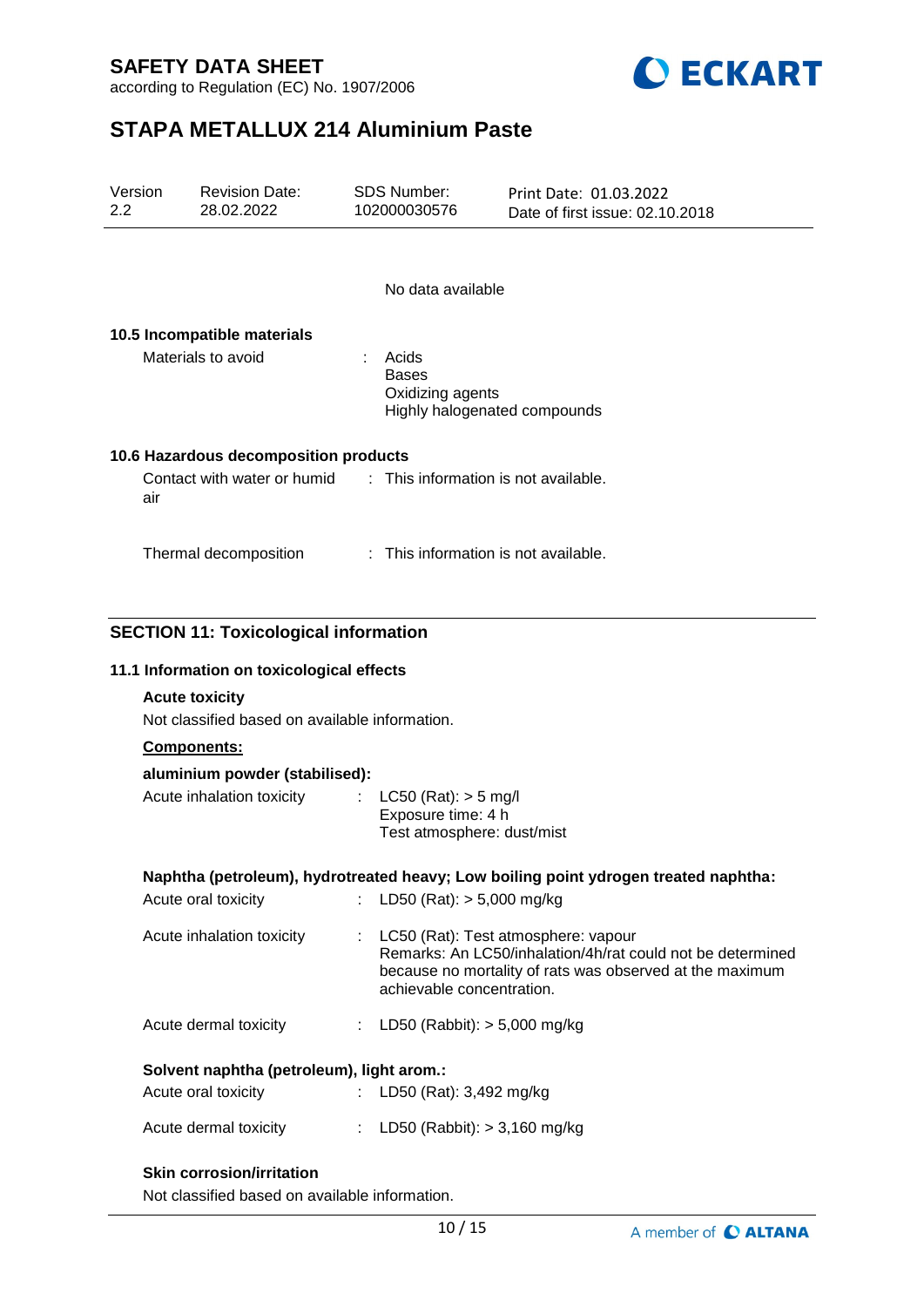No data available

### 10.5 Incompatible materials

Materials to avoid : Acids
Bases
Oxidizing agents
Highly halogenated compounds

### 10.6 Hazardous decomposition products

Contact with water or humid air : This information is not available.

Thermal decomposition : This information is not available.

## SECTION 11: Toxicological information

### 11.1 Information on toxicological effects

**Acute toxicity**

Not classified based on available information.

**Components:**

**aluminium powder (stabilised):**

Acute inhalation toxicity : LC50 (Rat): > 5 mg/l
Exposure time: 4 h
Test atmosphere: dust/mist

**Naphtha (petroleum), hydrotreated heavy; Low boiling point ydrogen treated naphtha:**

Acute oral toxicity : LD50 (Rat): > 5,000 mg/kg

Acute inhalation toxicity : LC50 (Rat): Test atmosphere: vapour
Remarks: An LC50/inhalation/4h/rat could not be determined because no mortality of rats was observed at the maximum achievable concentration.

Acute dermal toxicity : LD50 (Rabbit): > 5,000 mg/kg

**Solvent naphtha (petroleum), light arom.:**

Acute oral toxicity : LD50 (Rat): 3,492 mg/kg

Acute dermal toxicity : LD50 (Rabbit): > 3,160 mg/kg

**Skin corrosion/irritation**

Not classified based on available information.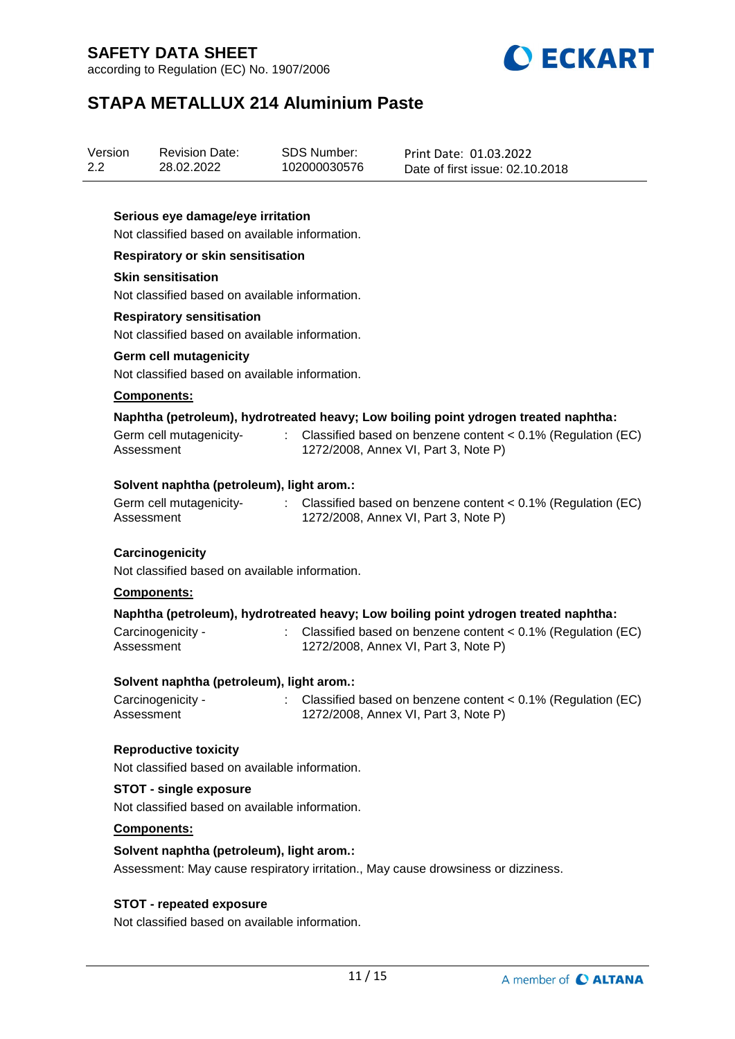**Serious eye damage/eye irritation**

Not classified based on available information.

**Respiratory or skin sensitisation**

**Skin sensitisation**

Not classified based on available information.

**Respiratory sensitisation**

Not classified based on available information.

**Germ cell mutagenicity**

Not classified based on available information.

**Components:**

**Naphtha (petroleum), hydrotreated heavy; Low boiling point ydrogen treated naphtha:**

| | | |
|---|---|---|
| Germ cell mutagenicity-Assessment | : | Classified based on benzene content < 0.1% (Regulation (EC) 1272/2008, Annex VI, Part 3, Note P) |

**Solvent naphtha (petroleum), light arom.:**

| | | |
|---|---|---|
| Germ cell mutagenicity-Assessment | : | Classified based on benzene content < 0.1% (Regulation (EC) 1272/2008, Annex VI, Part 3, Note P) |

**Carcinogenicity**

Not classified based on available information.

**Components:**

**Naphtha (petroleum), hydrotreated heavy; Low boiling point ydrogen treated naphtha:**

| | | |
|---|---|---|
| Carcinogenicity - Assessment | : | Classified based on benzene content < 0.1% (Regulation (EC) 1272/2008, Annex VI, Part 3, Note P) |

**Solvent naphtha (petroleum), light arom.:**

| | | |
|---|---|---|
| Carcinogenicity - Assessment | : | Classified based on benzene content < 0.1% (Regulation (EC) 1272/2008, Annex VI, Part 3, Note P) |

**Reproductive toxicity**

Not classified based on available information.

**STOT - single exposure**

Not classified based on available information.

**Components:**

**Solvent naphtha (petroleum), light arom.:**

Assessment: May cause respiratory irritation., May cause drowsiness or dizziness.

**STOT - repeated exposure**

Not classified based on available information.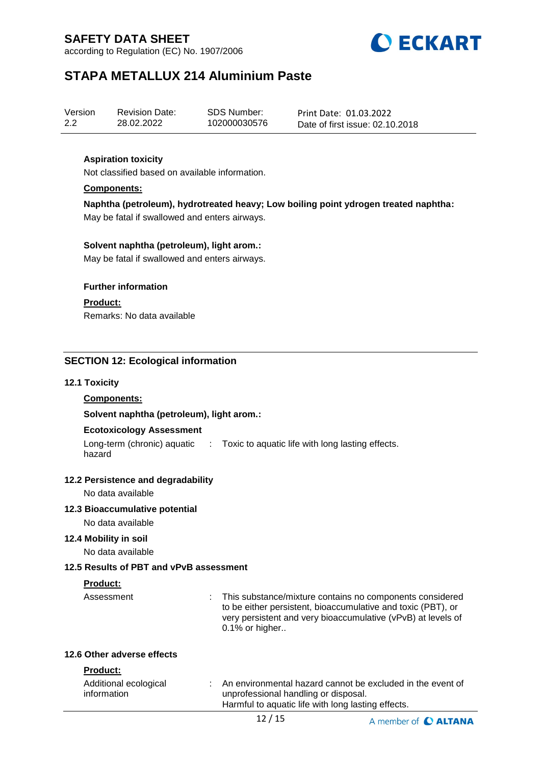**Aspiration toxicity**

Not classified based on available information.

**Components:**

**Naphtha (petroleum), hydrotreated heavy; Low boiling point ydrogen treated naphtha:**

May be fatal if swallowed and enters airways.

**Solvent naphtha (petroleum), light arom.:**

May be fatal if swallowed and enters airways.

**Further information**

**Product:**

Remarks: No data available

## SECTION 12: Ecological information

### 12.1 Toxicity

**Components:**

**Solvent naphtha (petroleum), light arom.:**

**Ecotoxicology Assessment**

Long-term (chronic) aquatic hazard : Toxic to aquatic life with long lasting effects.

### 12.2 Persistence and degradability

No data available

### 12.3 Bioaccumulative potential

No data available

### 12.4 Mobility in soil

No data available

### 12.5 Results of PBT and vPvB assessment

**Product:**

Assessment : This substance/mixture contains no components considered to be either persistent, bioaccumulative and toxic (PBT), or very persistent and very bioaccumulative (vPvB) at levels of 0.1% or higher..

### 12.6 Other adverse effects

**Product:**

Additional ecological information : An environmental hazard cannot be excluded in the event of unprofessional handling or disposal.
Harmful to aquatic life with long lasting effects.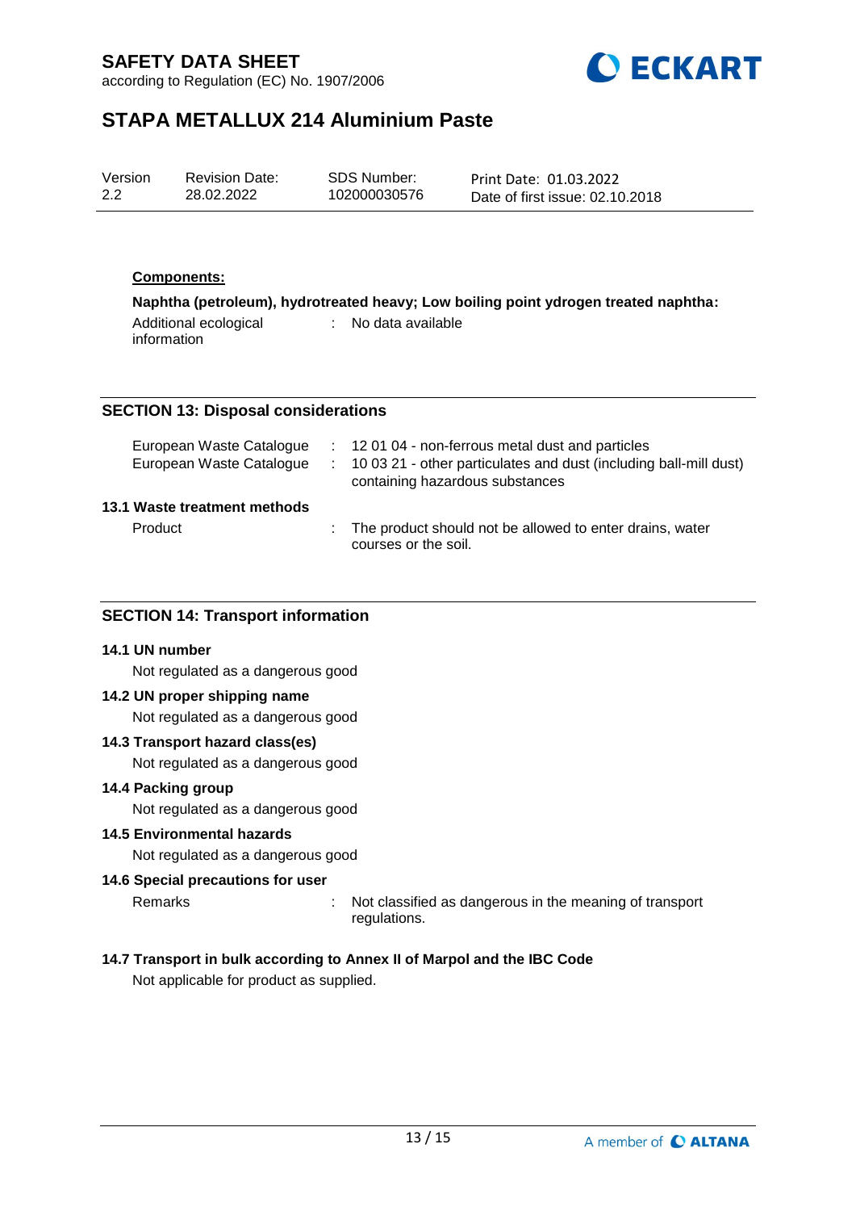**Components:**

**Naphtha (petroleum), hydrotreated heavy; Low boiling point ydrogen treated naphtha:**

Additional ecological information : No data available

## SECTION 13: Disposal considerations

European Waste Catalogue : 12 01 04 - non-ferrous metal dust and particles

European Waste Catalogue : 10 03 21 - other particulates and dust (including ball-mill dust) containing hazardous substances

### 13.1 Waste treatment methods

Product : The product should not be allowed to enter drains, water courses or the soil.

## SECTION 14: Transport information

### 14.1 UN number

Not regulated as a dangerous good

### 14.2 UN proper shipping name

Not regulated as a dangerous good

### 14.3 Transport hazard class(es)

Not regulated as a dangerous good

### 14.4 Packing group

Not regulated as a dangerous good

### 14.5 Environmental hazards

Not regulated as a dangerous good

### 14.6 Special precautions for user

Remarks : Not classified as dangerous in the meaning of transport regulations.

### 14.7 Transport in bulk according to Annex II of Marpol and the IBC Code

Not applicable for product as supplied.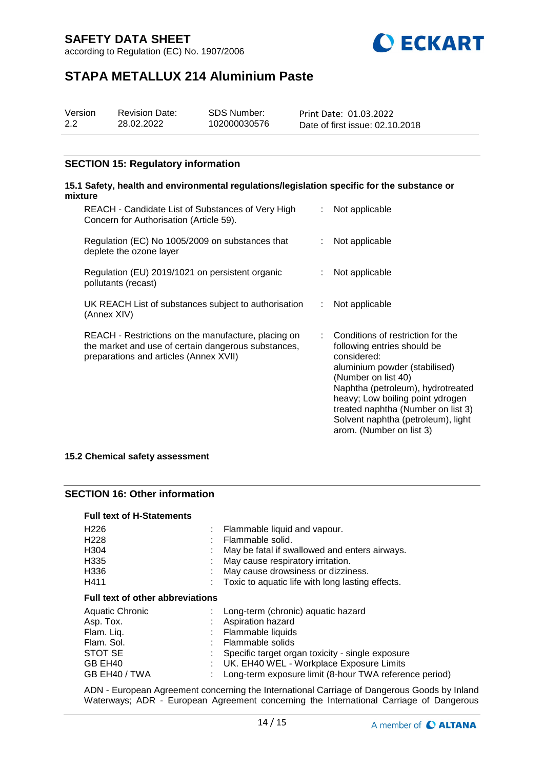## SECTION 15: Regulatory information

### 15.1 Safety, health and environmental regulations/legislation specific for the substance or mixture

| | | |
|---|---|---|
| REACH - Candidate List of Substances of Very High Concern for Authorisation (Article 59). | : | Not applicable |
| Regulation (EC) No 1005/2009 on substances that deplete the ozone layer | : | Not applicable |
| Regulation (EU) 2019/1021 on persistent organic pollutants (recast) | : | Not applicable |
| UK REACH List of substances subject to authorisation (Annex XIV) | : | Not applicable |
| REACH - Restrictions on the manufacture, placing on the market and use of certain dangerous substances, preparations and articles (Annex XVII) | : | Conditions of restriction for the following entries should be considered: aluminium powder (stabilised) (Number on list 40) Naphtha (petroleum), hydrotreated heavy; Low boiling point ydrogen treated naphtha (Number on list 3) Solvent naphtha (petroleum), light arom. (Number on list 3) |

### 15.2 Chemical safety assessment

## SECTION 16: Other information

**Full text of H-Statements**

| | | |
|---|---|---|
| H226 | : | Flammable liquid and vapour. |
| H228 | : | Flammable solid. |
| H304 | : | May be fatal if swallowed and enters airways. |
| H335 | : | May cause respiratory irritation. |
| H336 | : | May cause drowsiness or dizziness. |
| H411 | : | Toxic to aquatic life with long lasting effects. |

**Full text of other abbreviations**

| | | |
|---|---|---|
| Aquatic Chronic | : | Long-term (chronic) aquatic hazard |
| Asp. Tox. | : | Aspiration hazard |
| Flam. Liq. | : | Flammable liquids |
| Flam. Sol. | : | Flammable solids |
| STOT SE | : | Specific target organ toxicity - single exposure |
| GB EH40 | : | UK. EH40 WEL - Workplace Exposure Limits |
| GB EH40 / TWA | : | Long-term exposure limit (8-hour TWA reference period) |

ADN - European Agreement concerning the International Carriage of Dangerous Goods by Inland Waterways; ADR - European Agreement concerning the International Carriage of Dangerous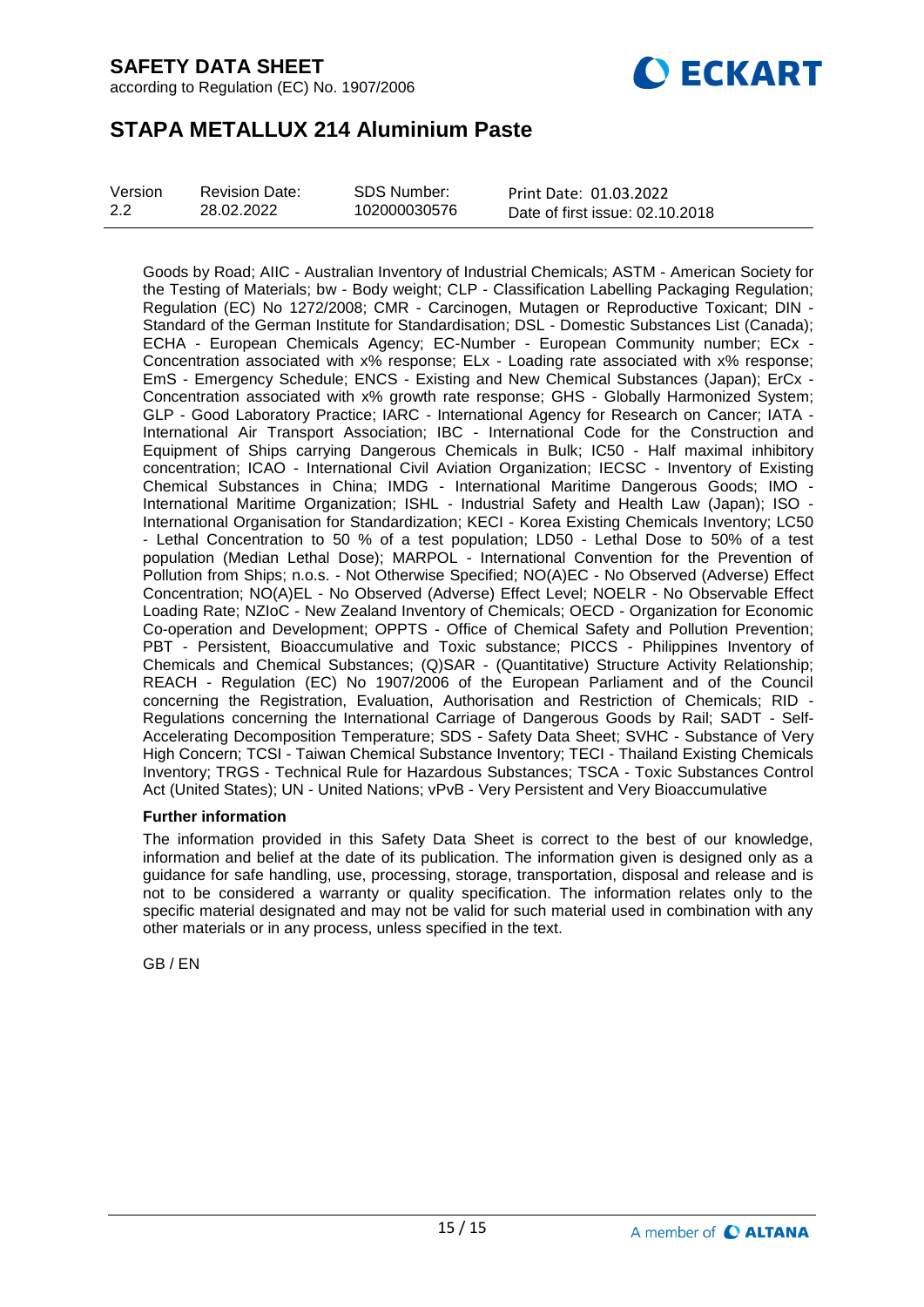Goods by Road; AIIC - Australian Inventory of Industrial Chemicals; ASTM - American Society for the Testing of Materials; bw - Body weight; CLP - Classification Labelling Packaging Regulation; Regulation (EC) No 1272/2008; CMR - Carcinogen, Mutagen or Reproductive Toxicant; DIN - Standard of the German Institute for Standardisation; DSL - Domestic Substances List (Canada); ECHA - European Chemicals Agency; EC-Number - European Community number; ECx - Concentration associated with x% response; ELx - Loading rate associated with x% response; EmS - Emergency Schedule; ENCS - Existing and New Chemical Substances (Japan); ErCx - Concentration associated with x% growth rate response; GHS - Globally Harmonized System; GLP - Good Laboratory Practice; IARC - International Agency for Research on Cancer; IATA - International Air Transport Association; IBC - International Code for the Construction and Equipment of Ships carrying Dangerous Chemicals in Bulk; IC50 - Half maximal inhibitory concentration; ICAO - International Civil Aviation Organization; IECSC - Inventory of Existing Chemical Substances in China; IMDG - International Maritime Dangerous Goods; IMO - International Maritime Organization; ISHL - Industrial Safety and Health Law (Japan); ISO - International Organisation for Standardization; KECI - Korea Existing Chemicals Inventory; LC50 - Lethal Concentration to 50 % of a test population; LD50 - Lethal Dose to 50% of a test population (Median Lethal Dose); MARPOL - International Convention for the Prevention of Pollution from Ships; n.o.s. - Not Otherwise Specified; NO(A)EC - No Observed (Adverse) Effect Concentration; NO(A)EL - No Observed (Adverse) Effect Level; NOELR - No Observable Effect Loading Rate; NZIoC - New Zealand Inventory of Chemicals; OECD - Organization for Economic Co-operation and Development; OPPTS - Office of Chemical Safety and Pollution Prevention; PBT - Persistent, Bioaccumulative and Toxic substance; PICCS - Philippines Inventory of Chemicals and Chemical Substances; (Q)SAR - (Quantitative) Structure Activity Relationship; REACH - Regulation (EC) No 1907/2006 of the European Parliament and of the Council concerning the Registration, Evaluation, Authorisation and Restriction of Chemicals; RID - Regulations concerning the International Carriage of Dangerous Goods by Rail; SADT - Self-Accelerating Decomposition Temperature; SDS - Safety Data Sheet; SVHC - Substance of Very High Concern; TCSI - Taiwan Chemical Substance Inventory; TECI - Thailand Existing Chemicals Inventory; TRGS - Technical Rule for Hazardous Substances; TSCA - Toxic Substances Control Act (United States); UN - United Nations; vPvB - Very Persistent and Very Bioaccumulative

**Further information**

The information provided in this Safety Data Sheet is correct to the best of our knowledge, information and belief at the date of its publication. The information given is designed only as a guidance for safe handling, use, processing, storage, transportation, disposal and release and is not to be considered a warranty or quality specification. The information relates only to the specific material designated and may not be valid for such material used in combination with any other materials or in any process, unless specified in the text.

GB / EN